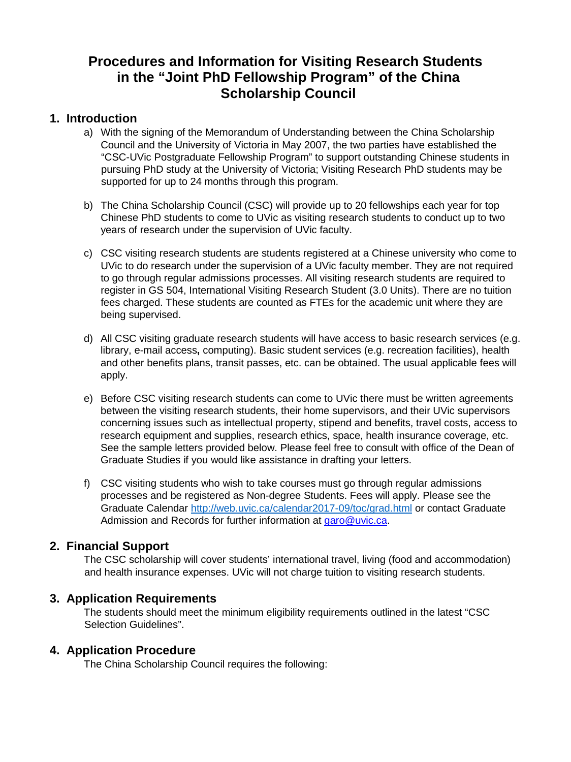# Procedures and Information for Visiting Research Students in the "Joint PhD Fellowship Program" of the China Scholarship Council

## 1. Introduction

a) With the signing of the Memorandum of Understanding between the China Scholarship Council and the University of Victoria in May 2007, the two parties have established the "CSC-UVic Postgraduate Fellowship Program" to support outstanding Chinese students in pursuing PhD study at the University of Victoria; Visiting Research PhD students may be supported for up to 24 months through this program.

b) The China Scholarship Council (CSC) will provide up to 20 fellowships each year for top Chinese PhD students to come to UVic as visiting research students to conduct up to two years of research under the supervision of UVic faculty.

c) CSC visiting research students are students registered at a Chinese university who come to UVic to do research under the supervision of a UVic faculty member. They are not required to go through regular admissions processes. All visiting research students are required to register in GS 504, International Visiting Research Student (3.0 Units). There are no tuition fees charged. These students are counted as FTEs for the academic unit where they are being supervised.

d) All CSC visiting graduate research students will have access to basic research services (e.g. library, e-mail access**,** computing). Basic student services (e.g. recreation facilities), health and other benefits plans, transit passes, etc. can be obtained. The usual applicable fees will apply.

e) Before CSC visiting research students can come to UVic there must be written agreements between the visiting research students, their home supervisors, and their UVic supervisors concerning issues such as intellectual property, stipend and benefits, travel costs, access to research equipment and supplies, research ethics, space, health insurance coverage, etc. See the sample letters provided below. Please feel free to consult with office of the Dean of Graduate Studies if you would like assistance in drafting your letters.

f) CSC visiting students who wish to take courses must go through regular admissions processes and be registered as Non-degree Students. Fees will apply. Please see the Graduate Calendar http://web.uvic.ca/calendar2017-09/toc/grad.html or contact Graduate Admission and Records for further information at garo@uvic.ca.

## 2. Financial Support

The CSC scholarship will cover students' international travel, living (food and accommodation) and health insurance expenses. UVic will not charge tuition to visiting research students.

## 3. Application Requirements

The students should meet the minimum eligibility requirements outlined in the latest "CSC Selection Guidelines".

## 4. Application Procedure

The China Scholarship Council requires the following: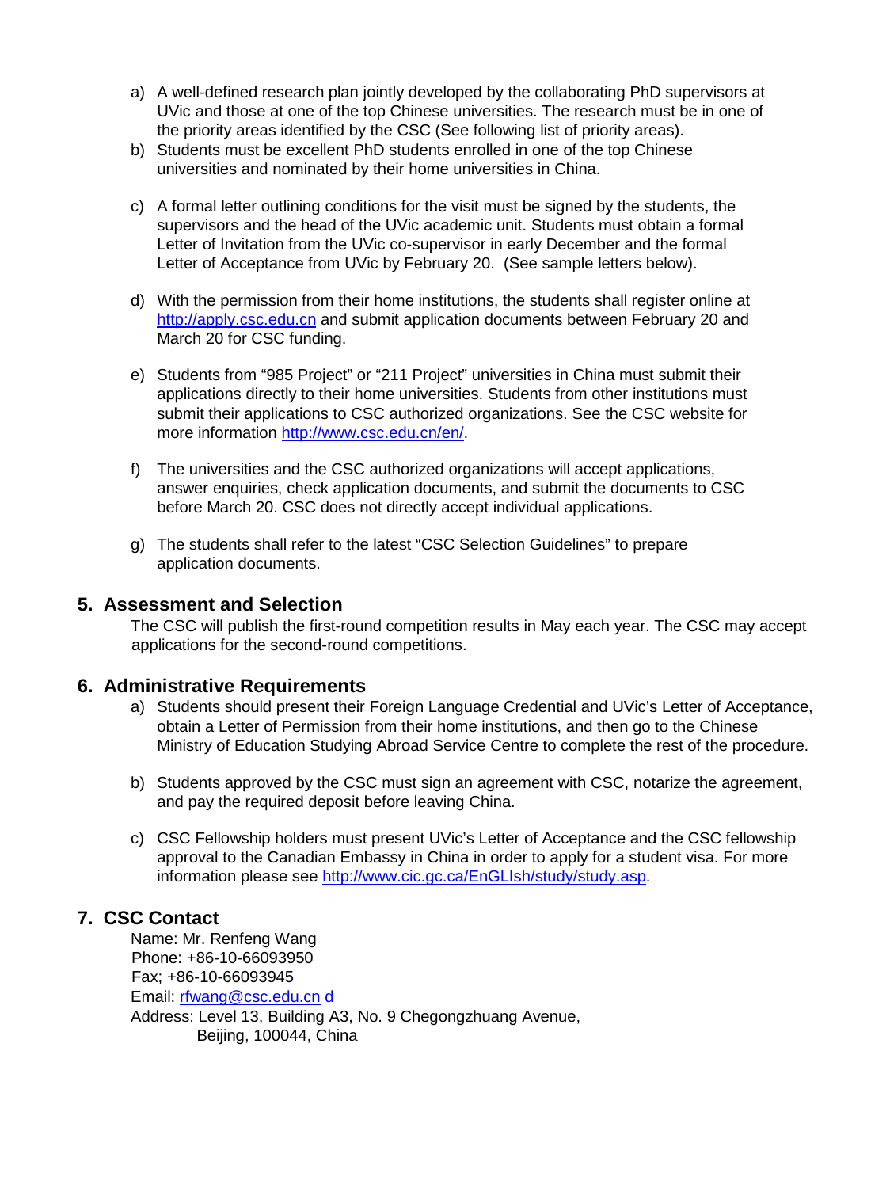a) A well-defined research plan jointly developed by the collaborating PhD supervisors at UVic and those at one of the top Chinese universities. The research must be in one of the priority areas identified by the CSC (See following list of priority areas).
b) Students must be excellent PhD students enrolled in one of the top Chinese universities and nominated by their home universities in China.
c) A formal letter outlining conditions for the visit must be signed by the students, the supervisors and the head of the UVic academic unit. Students must obtain a formal Letter of Invitation from the UVic co-supervisor in early December and the formal Letter of Acceptance from UVic by February 20. (See sample letters below).
d) With the permission from their home institutions, the students shall register online at http://apply.csc.edu.cn and submit application documents between February 20 and March 20 for CSC funding.
e) Students from "985 Project" or "211 Project" universities in China must submit their applications directly to their home universities. Students from other institutions must submit their applications to CSC authorized organizations. See the CSC website for more information http://www.csc.edu.cn/en/.
f) The universities and the CSC authorized organizations will accept applications, answer enquiries, check application documents, and submit the documents to CSC before March 20. CSC does not directly accept individual applications.
g) The students shall refer to the latest "CSC Selection Guidelines" to prepare application documents.

## 5. Assessment and Selection

The CSC will publish the first-round competition results in May each year. The CSC may accept applications for the second-round competitions.

## 6. Administrative Requirements

a) Students should present their Foreign Language Credential and UVic's Letter of Acceptance, obtain a Letter of Permission from their home institutions, and then go to the Chinese Ministry of Education Studying Abroad Service Centre to complete the rest of the procedure.
b) Students approved by the CSC must sign an agreement with CSC, notarize the agreement, and pay the required deposit before leaving China.
c) CSC Fellowship holders must present UVic's Letter of Acceptance and the CSC fellowship approval to the Canadian Embassy in China in order to apply for a student visa. For more information please see http://www.cic.gc.ca/EnGLIsh/study/study.asp.

## 7. CSC Contact

Name: Mr. Renfeng Wang
Phone: +86-10-66093950
Fax; +86-10-66093945
Email: rfwang@csc.edu.cn d
Address: Level 13, Building A3, No. 9 Chegongzhuang Avenue,
Beijing, 100044, China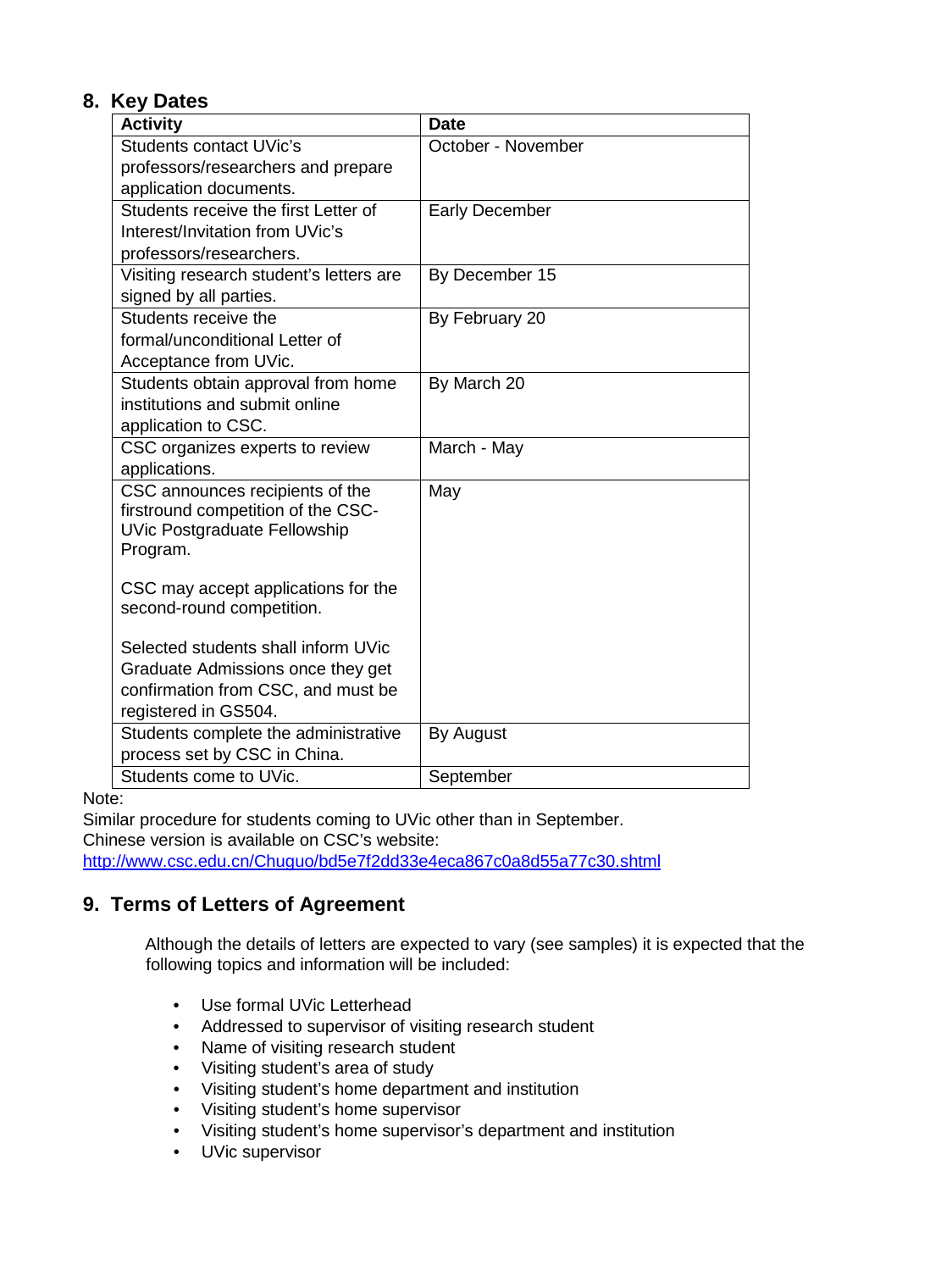## 8. Key Dates

| Activity | Date |
|---|---|
| Students contact UVic's professors/researchers and prepare application documents. | October - November |
| Students receive the first Letter of Interest/Invitation from UVic's professors/researchers. | Early December |
| Visiting research student's letters are signed by all parties. | By December 15 |
| Students receive the formal/unconditional Letter of Acceptance from UVic. | By February 20 |
| Students obtain approval from home institutions and submit online application to CSC. | By March 20 |
| CSC organizes experts to review applications. | March - May |
| CSC announces recipients of the firstround competition of the CSC-UVic Postgraduate Fellowship Program.<br><br>CSC may accept applications for the second-round competition.<br><br>Selected students shall inform UVic Graduate Admissions once they get confirmation from CSC, and must be registered in GS504. | May |
| Students complete the administrative process set by CSC in China. | By August |
| Students come to UVic. | September |

Note:
Similar procedure for students coming to UVic other than in September.
Chinese version is available on CSC's website:
http://www.csc.edu.cn/Chuguo/bd5e7f2dd33e4eca867c0a8d55a77c30.shtml

## 9. Terms of Letters of Agreement

Although the details of letters are expected to vary (see samples) it is expected that the following topics and information will be included:

- Use formal UVic Letterhead
- Addressed to supervisor of visiting research student
- Name of visiting research student
- Visiting student's area of study
- Visiting student's home department and institution
- Visiting student's home supervisor
- Visiting student's home supervisor's department and institution
- UVic supervisor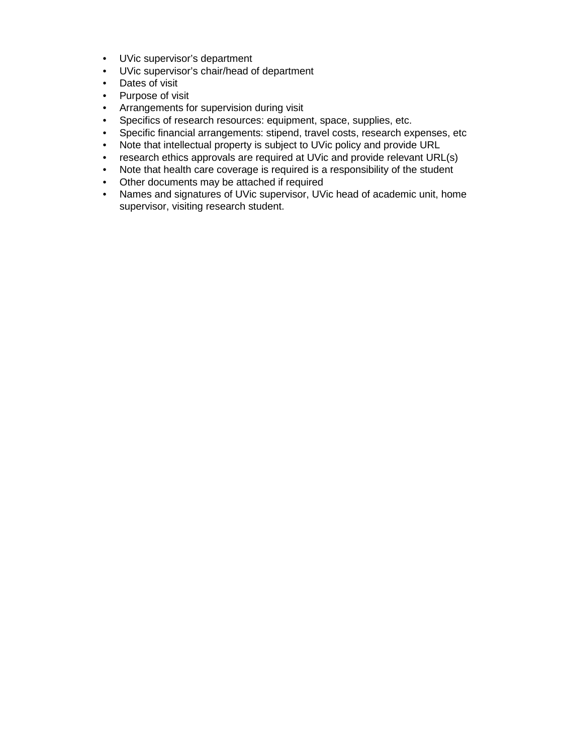- UVic supervisor’s department
- UVic supervisor’s chair/head of department
- Dates of visit
- Purpose of visit
- Arrangements for supervision during visit
- Specifics of research resources: equipment, space, supplies, etc.
- Specific financial arrangements: stipend, travel costs, research expenses, etc
- Note that intellectual property is subject to UVic policy and provide URL
- research ethics approvals are required at UVic and provide relevant URL(s)
- Note that health care coverage is required is a responsibility of the student
- Other documents may be attached if required
- Names and signatures of UVic supervisor, UVic head of academic unit, home supervisor, visiting research student.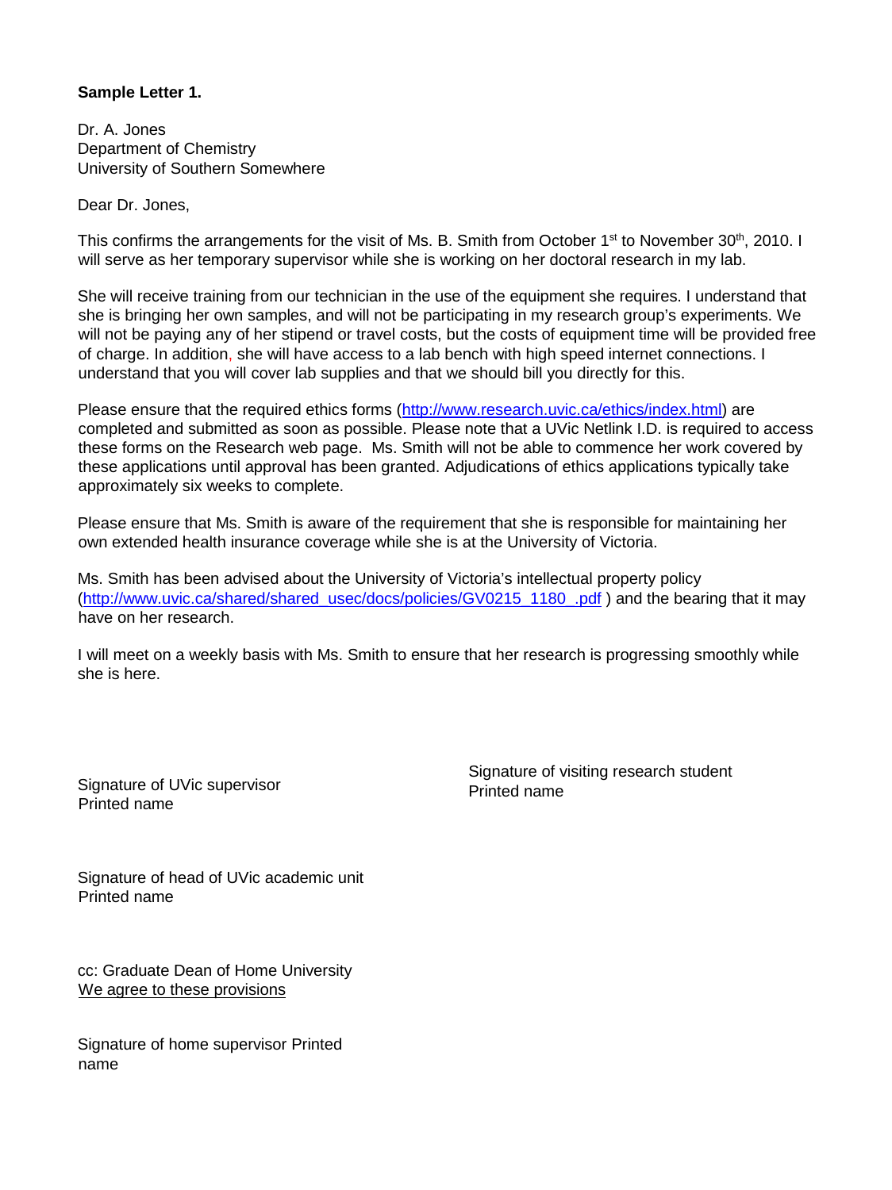**Sample Letter 1.**

Dr. A. Jones
Department of Chemistry
University of Southern Somewhere

Dear Dr. Jones,

This confirms the arrangements for the visit of Ms. B. Smith from October 1st to November 30th, 2010. I will serve as her temporary supervisor while she is working on her doctoral research in my lab.

She will receive training from our technician in the use of the equipment she requires. I understand that she is bringing her own samples, and will not be participating in my research group's experiments. We will not be paying any of her stipend or travel costs, but the costs of equipment time will be provided free of charge. In addition, she will have access to a lab bench with high speed internet connections. I understand that you will cover lab supplies and that we should bill you directly for this.

Please ensure that the required ethics forms (http://www.research.uvic.ca/ethics/index.html) are completed and submitted as soon as possible. Please note that a UVic Netlink I.D. is required to access these forms on the Research web page. Ms. Smith will not be able to commence her work covered by these applications until approval has been granted. Adjudications of ethics applications typically take approximately six weeks to complete.

Please ensure that Ms. Smith is aware of the requirement that she is responsible for maintaining her own extended health insurance coverage while she is at the University of Victoria.

Ms. Smith has been advised about the University of Victoria's intellectual property policy (http://www.uvic.ca/shared/shared_usec/docs/policies/GV0215_1180_.pdf ) and the bearing that it may have on her research.

I will meet on a weekly basis with Ms. Smith to ensure that her research is progressing smoothly while she is here.

Signature of UVic supervisor
Printed name

Signature of visiting research student
Printed name

Signature of head of UVic academic unit
Printed name

cc: Graduate Dean of Home University
We agree to these provisions

Signature of home supervisor Printed name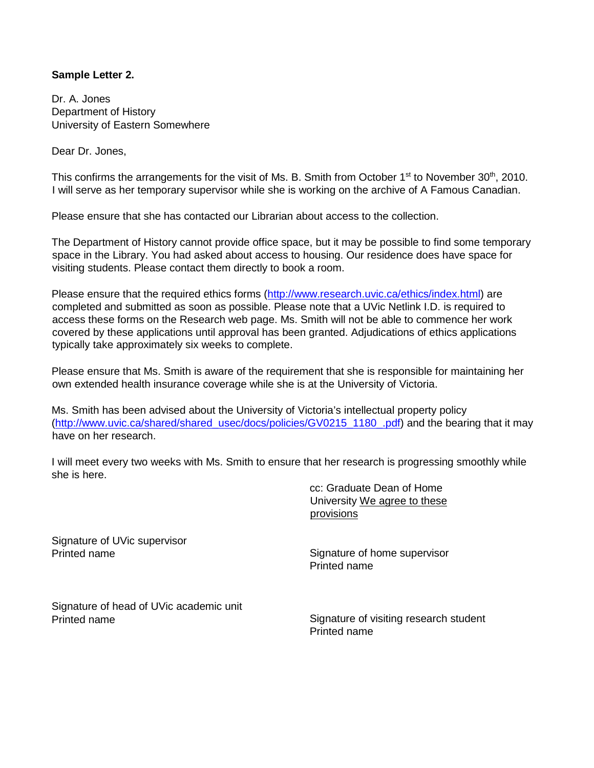**Sample Letter 2.**

Dr. A. Jones
Department of History
University of Eastern Somewhere

Dear Dr. Jones,

This confirms the arrangements for the visit of Ms. B. Smith from October 1st to November 30th, 2010. I will serve as her temporary supervisor while she is working on the archive of A Famous Canadian.

Please ensure that she has contacted our Librarian about access to the collection.

The Department of History cannot provide office space, but it may be possible to find some temporary space in the Library. You had asked about access to housing. Our residence does have space for visiting students. Please contact them directly to book a room.

Please ensure that the required ethics forms (http://www.research.uvic.ca/ethics/index.html) are completed and submitted as soon as possible. Please note that a UVic Netlink I.D. is required to access these forms on the Research web page. Ms. Smith will not be able to commence her work covered by these applications until approval has been granted. Adjudications of ethics applications typically take approximately six weeks to complete.

Please ensure that Ms. Smith is aware of the requirement that she is responsible for maintaining her own extended health insurance coverage while she is at the University of Victoria.

Ms. Smith has been advised about the University of Victoria's intellectual property policy (http://www.uvic.ca/shared/shared_usec/docs/policies/GV0215_1180_.pdf) and the bearing that it may have on her research.

I will meet every two weeks with Ms. Smith to ensure that her research is progressing smoothly while she is here.

cc: Graduate Dean of Home University

We agree to these provisions

Signature of UVic supervisor
Printed name

Signature of home supervisor
Printed name

Signature of head of UVic academic unit
Printed name

Signature of visiting research student
Printed name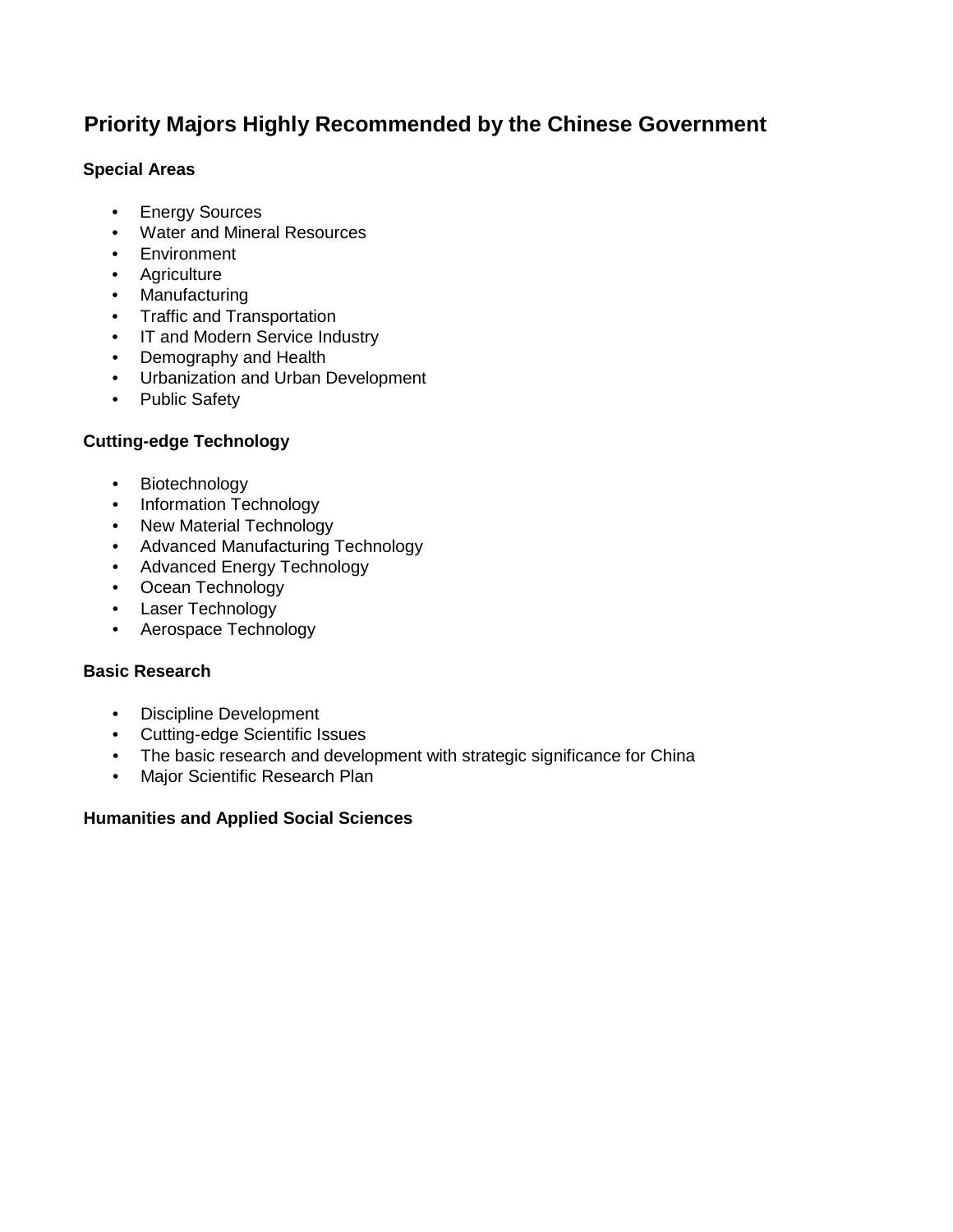# Priority Majors Highly Recommended by the Chinese Government

**Special Areas**

- Energy Sources
- Water and Mineral Resources
- Environment
- Agriculture
- Manufacturing
- Traffic and Transportation
- IT and Modern Service Industry
- Demography and Health
- Urbanization and Urban Development
- Public Safety

**Cutting-edge Technology**

- Biotechnology
- Information Technology
- New Material Technology
- Advanced Manufacturing Technology
- Advanced Energy Technology
- Ocean Technology
- Laser Technology
- Aerospace Technology

**Basic Research**

- Discipline Development
- Cutting-edge Scientific Issues
- The basic research and development with strategic significance for China
- Major Scientific Research Plan

**Humanities and Applied Social Sciences**